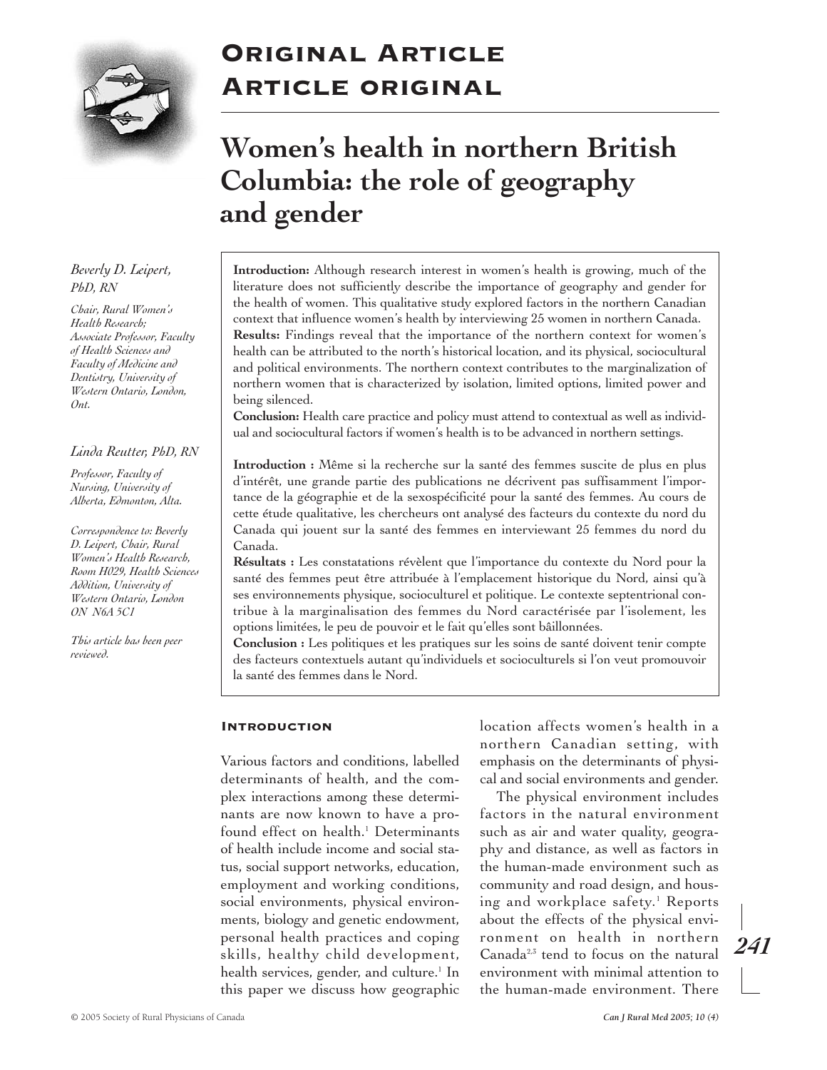# Original Article
# Article original

## Women's health in northern British Columbia: the role of geography and gender

*Beverly D. Leipert, PhD, RN*

*Chair, Rural Women's Health Research; Associate Professor, Faculty of Health Sciences and Faculty of Medicine and Dentistry, University of Western Ontario, London, Ont.*

*Linda Reutter, PhD, RN*

*Professor, Faculty of Nursing, University of Alberta, Edmonton, Alta.*

*Correspondence to: Beverly D. Leipert, Chair, Rural Women's Health Research, Room H029, Health Sciences Addition, University of Western Ontario, London ON N6A 5C1*

*This article has been peer reviewed.*

**Introduction:** Although research interest in women's health is growing, much of the literature does not sufficiently describe the importance of geography and gender for the health of women. This qualitative study explored factors in the northern Canadian context that influence women's health by interviewing 25 women in northern Canada.

**Results:** Findings reveal that the importance of the northern context for women's health can be attributed to the north's historical location, and its physical, sociocultural and political environments. The northern context contributes to the marginalization of northern women that is characterized by isolation, limited options, limited power and being silenced.

**Conclusion:** Health care practice and policy must attend to contextual as well as individual and sociocultural factors if women's health is to be advanced in northern settings.

**Introduction :** Même si la recherche sur la santé des femmes suscite de plus en plus d'intérêt, une grande partie des publications ne décrivent pas suffisamment l'importance de la géographie et de la sexospécificité pour la santé des femmes. Au cours de cette étude qualitative, les chercheurs ont analysé des facteurs du contexte du nord du Canada qui jouent sur la santé des femmes en interviewant 25 femmes du nord du Canada.

**Résultats :** Les constatations révèlent que l'importance du contexte du Nord pour la santé des femmes peut être attribuée à l'emplacement historique du Nord, ainsi qu'à ses environnements physique, socioculturel et politique. Le contexte septentrional contribue à la marginalisation des femmes du Nord caractérisée par l'isolement, les options limitées, le peu de pouvoir et le fait qu'elles sont bâillonnées.

**Conclusion :** Les politiques et les pratiques sur les soins de santé doivent tenir compte des facteurs contextuels autant qu'individuels et socioculturels si l'on veut promouvoir la santé des femmes dans le Nord.

### Introduction

Various factors and conditions, labelled determinants of health, and the complex interactions among these determinants are now known to have a profound effect on health.[1] Determinants of health include income and social status, social support networks, education, employment and working conditions, social environments, physical environments, biology and genetic endowment, personal health practices and coping skills, healthy child development, health services, gender, and culture.[1] In this paper we discuss how geographic location affects women's health in a northern Canadian setting, with emphasis on the determinants of physical and social environments and gender.

The physical environment includes factors in the natural environment such as air and water quality, geography and distance, as well as factors in the human-made environment such as community and road design, and housing and workplace safety.[1] Reports about the effects of the physical environment on health in northern Canada[2,3] tend to focus on the natural environment with minimal attention to the human-made environment. There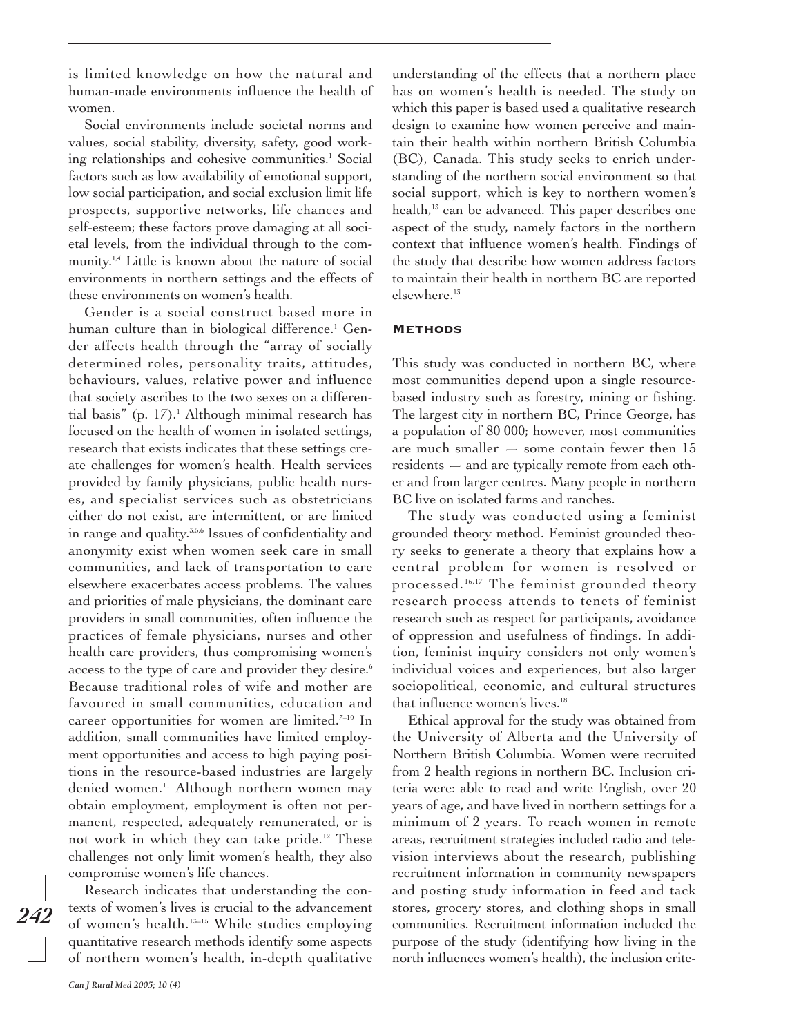is limited knowledge on how the natural and human-made environments influence the health of women.

Social environments include societal norms and values, social stability, diversity, safety, good working relationships and cohesive communities.[1] Social factors such as low availability of emotional support, low social participation, and social exclusion limit life prospects, supportive networks, life chances and self-esteem; these factors prove damaging at all societal levels, from the individual through to the community.[1,4] Little is known about the nature of social environments in northern settings and the effects of these environments on women's health.

Gender is a social construct based more in human culture than in biological difference.[1] Gender affects health through the "array of socially determined roles, personality traits, attitudes, behaviours, values, relative power and influence that society ascribes to the two sexes on a differential basis" (p. 17).[1] Although minimal research has focused on the health of women in isolated settings, research that exists indicates that these settings create challenges for women's health. Health services provided by family physicians, public health nurses, and specialist services such as obstetricians either do not exist, are intermittent, or are limited in range and quality.[3,5,6] Issues of confidentiality and anonymity exist when women seek care in small communities, and lack of transportation to care elsewhere exacerbates access problems. The values and priorities of male physicians, the dominant care providers in small communities, often influence the practices of female physicians, nurses and other health care providers, thus compromising women's access to the type of care and provider they desire.[6] Because traditional roles of wife and mother are favoured in small communities, education and career opportunities for women are limited.[7–10] In addition, small communities have limited employment opportunities and access to high paying positions in the resource-based industries are largely denied women.[11] Although northern women may obtain employment, employment is often not permanent, respected, adequately remunerated, or is not work in which they can take pride.[12] These challenges not only limit women's health, they also compromise women's life chances.

Research indicates that understanding the contexts of women's lives is crucial to the advancement of women's health.[13–15] While studies employing quantitative research methods identify some aspects of northern women's health, in-depth qualitative understanding of the effects that a northern place has on women's health is needed. The study on which this paper is based used a qualitative research design to examine how women perceive and maintain their health within northern British Columbia (BC), Canada. This study seeks to enrich understanding of the northern social environment so that social support, which is key to northern women's health,[13] can be advanced. This paper describes one aspect of the study, namely factors in the northern context that influence women's health. Findings of the study that describe how women address factors to maintain their health in northern BC are reported elsewhere.[15]

## Methods

This study was conducted in northern BC, where most communities depend upon a single resource-based industry such as forestry, mining or fishing. The largest city in northern BC, Prince George, has a population of 80 000; however, most communities are much smaller — some contain fewer then 15 residents — and are typically remote from each other and from larger centres. Many people in northern BC live on isolated farms and ranches.

The study was conducted using a feminist grounded theory method. Feminist grounded theory seeks to generate a theory that explains how a central problem for women is resolved or processed.[16,17] The feminist grounded theory research process attends to tenets of feminist research such as respect for participants, avoidance of oppression and usefulness of findings. In addition, feminist inquiry considers not only women's individual voices and experiences, but also larger sociopolitical, economic, and cultural structures that influence women's lives.[18]

Ethical approval for the study was obtained from the University of Alberta and the University of Northern British Columbia. Women were recruited from 2 health regions in northern BC. Inclusion criteria were: able to read and write English, over 20 years of age, and have lived in northern settings for a minimum of 2 years. To reach women in remote areas, recruitment strategies included radio and television interviews about the research, publishing recruitment information in community newspapers and posting study information in feed and tack stores, grocery stores, and clothing shops in small communities. Recruitment information included the purpose of the study (identifying how living in the north influences women's health), the inclusion crite-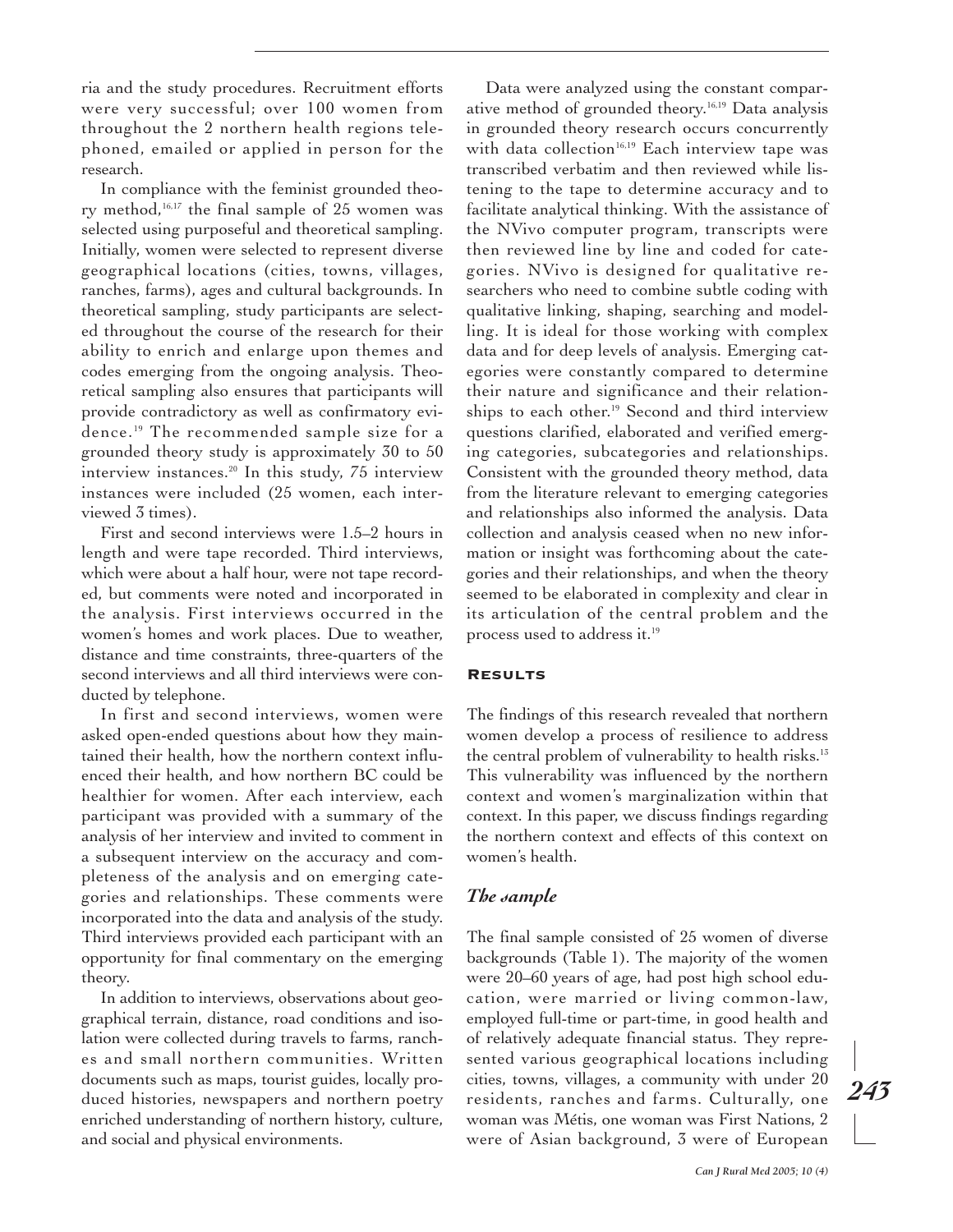ria and the study procedures. Recruitment efforts were very successful; over 100 women from throughout the 2 northern health regions telephoned, emailed or applied in person for the research.

In compliance with the feminist grounded theory method,[16,17] the final sample of 25 women was selected using purposeful and theoretical sampling. Initially, women were selected to represent diverse geographical locations (cities, towns, villages, ranches, farms), ages and cultural backgrounds. In theoretical sampling, study participants are selected throughout the course of the research for their ability to enrich and enlarge upon themes and codes emerging from the ongoing analysis. Theoretical sampling also ensures that participants will provide contradictory as well as confirmatory evidence.[19] The recommended sample size for a grounded theory study is approximately 30 to 50 interview instances.[20] In this study, 75 interview instances were included (25 women, each interviewed 3 times).

First and second interviews were 1.5–2 hours in length and were tape recorded. Third interviews, which were about a half hour, were not tape recorded, but comments were noted and incorporated in the analysis. First interviews occurred in the women's homes and work places. Due to weather, distance and time constraints, three-quarters of the second interviews and all third interviews were conducted by telephone.

In first and second interviews, women were asked open-ended questions about how they maintained their health, how the northern context influenced their health, and how northern BC could be healthier for women. After each interview, each participant was provided with a summary of the analysis of her interview and invited to comment in a subsequent interview on the accuracy and completeness of the analysis and on emerging categories and relationships. These comments were incorporated into the data and analysis of the study. Third interviews provided each participant with an opportunity for final commentary on the emerging theory.

In addition to interviews, observations about geographical terrain, distance, road conditions and isolation were collected during travels to farms, ranches and small northern communities. Written documents such as maps, tourist guides, locally produced histories, newspapers and northern poetry enriched understanding of northern history, culture, and social and physical environments.

Data were analyzed using the constant comparative method of grounded theory.[16,19] Data analysis in grounded theory research occurs concurrently with data collection[16,19] Each interview tape was transcribed verbatim and then reviewed while listening to the tape to determine accuracy and to facilitate analytical thinking. With the assistance of the NVivo computer program, transcripts were then reviewed line by line and coded for categories. NVivo is designed for qualitative researchers who need to combine subtle coding with qualitative linking, shaping, searching and modelling. It is ideal for those working with complex data and for deep levels of analysis. Emerging categories were constantly compared to determine their nature and significance and their relationships to each other.[19] Second and third interview questions clarified, elaborated and verified emerging categories, subcategories and relationships. Consistent with the grounded theory method, data from the literature relevant to emerging categories and relationships also informed the analysis. Data collection and analysis ceased when no new information or insight was forthcoming about the categories and their relationships, and when the theory seemed to be elaborated in complexity and clear in its articulation of the central problem and the process used to address it.[19]

## Results

The findings of this research revealed that northern women develop a process of resilience to address the central problem of vulnerability to health risks.[15] This vulnerability was influenced by the northern context and women's marginalization within that context. In this paper, we discuss findings regarding the northern context and effects of this context on women's health.

### *The sample*

The final sample consisted of 25 women of diverse backgrounds (Table 1). The majority of the women were 20–60 years of age, had post high school education, were married or living common-law, employed full-time or part-time, in good health and of relatively adequate financial status. They represented various geographical locations including cities, towns, villages, a community with under 20 residents, ranches and farms. Culturally, one woman was Métis, one woman was First Nations, 2 were of Asian background, 3 were of European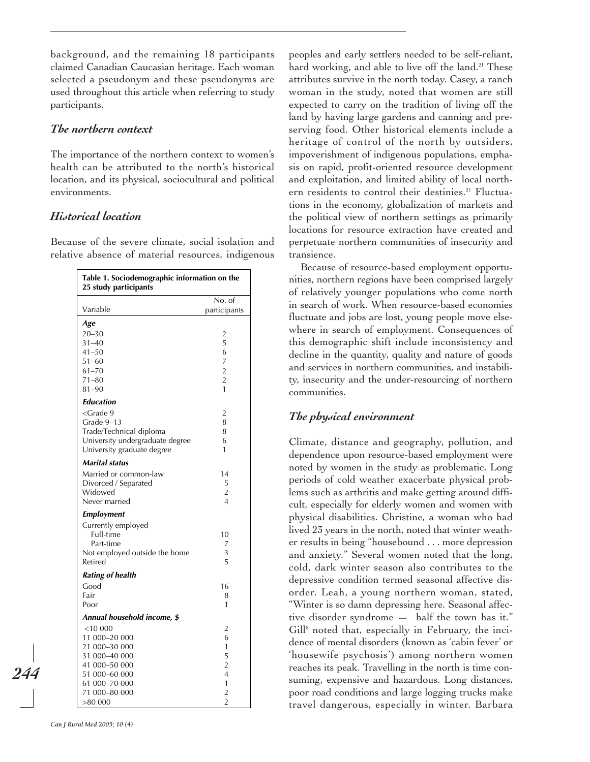background, and the remaining 18 participants claimed Canadian Caucasian heritage. Each woman selected a pseudonym and these pseudonyms are used throughout this article when referring to study participants.

## *The northern context*

The importance of the northern context to women's health can be attributed to the north's historical location, and its physical, sociocultural and political environments.

## *Historical location*

Because of the severe climate, social isolation and relative absence of material resources, indigenous peoples and early settlers needed to be self-reliant, hard working, and able to live off the land.[21] These attributes survive in the north today. Casey, a ranch woman in the study, noted that women are still expected to carry on the tradition of living off the land by having large gardens and canning and preserving food. Other historical elements include a heritage of control of the north by outsiders, impoverishment of indigenous populations, emphasis on rapid, profit-oriented resource development and exploitation, and limited ability of local northern residents to control their destinies.[21] Fluctuations in the economy, globalization of markets and the political view of northern settings as primarily locations for resource extraction have created and perpetuate northern communities of insecurity and transience.

**Table 1. Sociodemographic information on the 25 study participants**

| Variable | No. of participants |
|---|---|
| ***Age*** | |
| 20–30 | 2 |
| 31–40 | 5 |
| 41–50 | 6 |
| 51–60 | 7 |
| 61–70 | 2 |
| 71–80 | 2 |
| 81–90 | 1 |
| ***Education*** | |
| <Grade 9 | 2 |
| Grade 9–13 | 8 |
| Trade/Technical diploma | 8 |
| University undergraduate degree | 6 |
| University graduate degree | 1 |
| ***Marital status*** | |
| Married or common-law | 14 |
| Divorced / Separated | 5 |
| Widowed | 2 |
| Never married | 4 |
| ***Employment*** | |
| Currently employed | |
| Full-time | 10 |
| Part-time | 7 |
| Not employed outside the home | 3 |
| Retired | 5 |
| ***Rating of health*** | |
| Good | 16 |
| Fair | 8 |
| Poor | 1 |
| ***Annual household income, $*** | |
| <10 000 | 2 |
| 11 000–20 000 | 6 |
| 21 000–30 000 | 1 |
| 31 000–40 000 | 5 |
| 41 000–50 000 | 2 |
| 51 000–60 000 | 4 |
| 61 000–70 000 | 1 |
| 71 000–80 000 | 2 |
| >80 000 | 2 |

Because of resource-based employment opportunities, northern regions have been comprised largely of relatively younger populations who come north in search of work. When resource-based economies fluctuate and jobs are lost, young people move elsewhere in search of employment. Consequences of this demographic shift include inconsistency and decline in the quantity, quality and nature of goods and services in northern communities, and instability, insecurity and the under-resourcing of northern communities.

## *The physical environment*

Climate, distance and geography, pollution, and dependence upon resource-based employment were noted by women in the study as problematic. Long periods of cold weather exacerbate physical problems such as arthritis and make getting around difficult, especially for elderly women and women with physical disabilities. Christine, a woman who had lived 23 years in the north, noted that winter weather results in being "housebound . . . more depression and anxiety." Several women noted that the long, cold, dark winter season also contributes to the depressive condition termed seasonal affective disorder. Leah, a young northern woman, stated, "Winter is so damn depressing here. Seasonal affective disorder syndrome — half the town has it." Gill[8] noted that, especially in February, the incidence of mental disorders (known as 'cabin fever' or 'housewife psychosis') among northern women reaches its peak. Travelling in the north is time consuming, expensive and hazardous. Long distances, poor road conditions and large logging trucks make travel dangerous, especially in winter. Barbara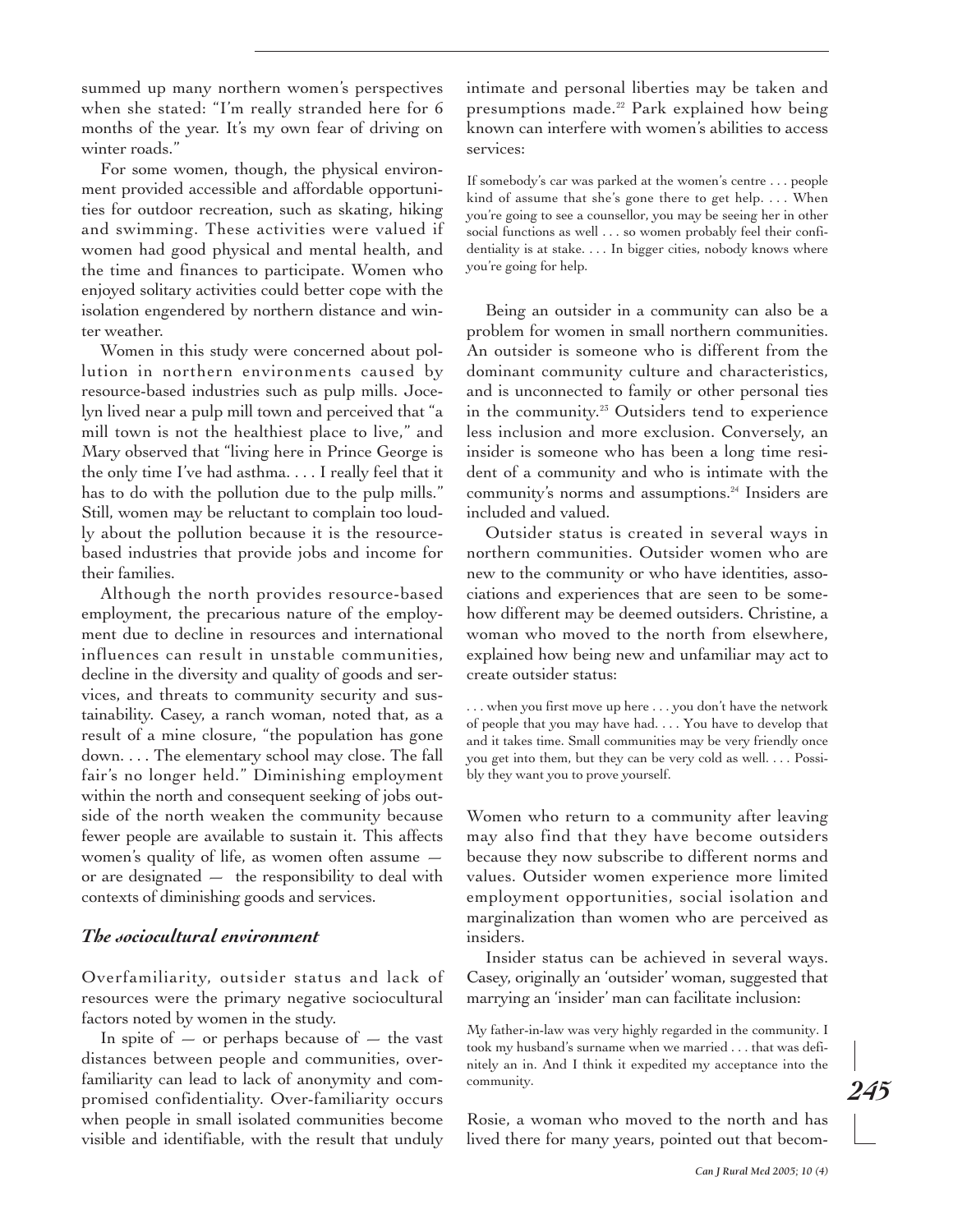summed up many northern women's perspectives when she stated: "I'm really stranded here for 6 months of the year. It's my own fear of driving on winter roads."

For some women, though, the physical environment provided accessible and affordable opportunities for outdoor recreation, such as skating, hiking and swimming. These activities were valued if women had good physical and mental health, and the time and finances to participate. Women who enjoyed solitary activities could better cope with the isolation engendered by northern distance and winter weather.

Women in this study were concerned about pollution in northern environments caused by resource-based industries such as pulp mills. Jocelyn lived near a pulp mill town and perceived that "a mill town is not the healthiest place to live," and Mary observed that "living here in Prince George is the only time I've had asthma. . . . I really feel that it has to do with the pollution due to the pulp mills." Still, women may be reluctant to complain too loudly about the pollution because it is the resource-based industries that provide jobs and income for their families.

Although the north provides resource-based employment, the precarious nature of the employment due to decline in resources and international influences can result in unstable communities, decline in the diversity and quality of goods and services, and threats to community security and sustainability. Casey, a ranch woman, noted that, as a result of a mine closure, "the population has gone down. . . . The elementary school may close. The fall fair's no longer held." Diminishing employment within the north and consequent seeking of jobs outside of the north weaken the community because fewer people are available to sustain it. This affects women's quality of life, as women often assume — or are designated — the responsibility to deal with contexts of diminishing goods and services.

### *The sociocultural environment*

Overfamiliarity, outsider status and lack of resources were the primary negative sociocultural factors noted by women in the study.

In spite of — or perhaps because of — the vast distances between people and communities, overfamiliarity can lead to lack of anonymity and compromised confidentiality. Over-familiarity occurs when people in small isolated communities become visible and identifiable, with the result that unduly intimate and personal liberties may be taken and presumptions made.[22] Park explained how being known can interfere with women's abilities to access services:

> If somebody's car was parked at the women's centre . . . people kind of assume that she's gone there to get help. . . . When you're going to see a counsellor, you may be seeing her in other social functions as well . . . so women probably feel their confidentiality is at stake. . . . In bigger cities, nobody knows where you're going for help.

Being an outsider in a community can also be a problem for women in small northern communities. An outsider is someone who is different from the dominant community culture and characteristics, and is unconnected to family or other personal ties in the community.[23] Outsiders tend to experience less inclusion and more exclusion. Conversely, an insider is someone who has been a long time resident of a community and who is intimate with the community's norms and assumptions.[24] Insiders are included and valued.

Outsider status is created in several ways in northern communities. Outsider women who are new to the community or who have identities, associations and experiences that are seen to be somehow different may be deemed outsiders. Christine, a woman who moved to the north from elsewhere, explained how being new and unfamiliar may act to create outsider status:

> . . . when you first move up here . . . you don't have the network of people that you may have had. . . . You have to develop that and it takes time. Small communities may be very friendly once you get into them, but they can be very cold as well. . . . Possibly they want you to prove yourself.

Women who return to a community after leaving may also find that they have become outsiders because they now subscribe to different norms and values. Outsider women experience more limited employment opportunities, social isolation and marginalization than women who are perceived as insiders.

Insider status can be achieved in several ways. Casey, originally an 'outsider' woman, suggested that marrying an 'insider' man can facilitate inclusion:

> My father-in-law was very highly regarded in the community. I took my husband's surname when we married . . . that was definitely an in. And I think it expedited my acceptance into the community.

Rosie, a woman who moved to the north and has lived there for many years, pointed out that becom-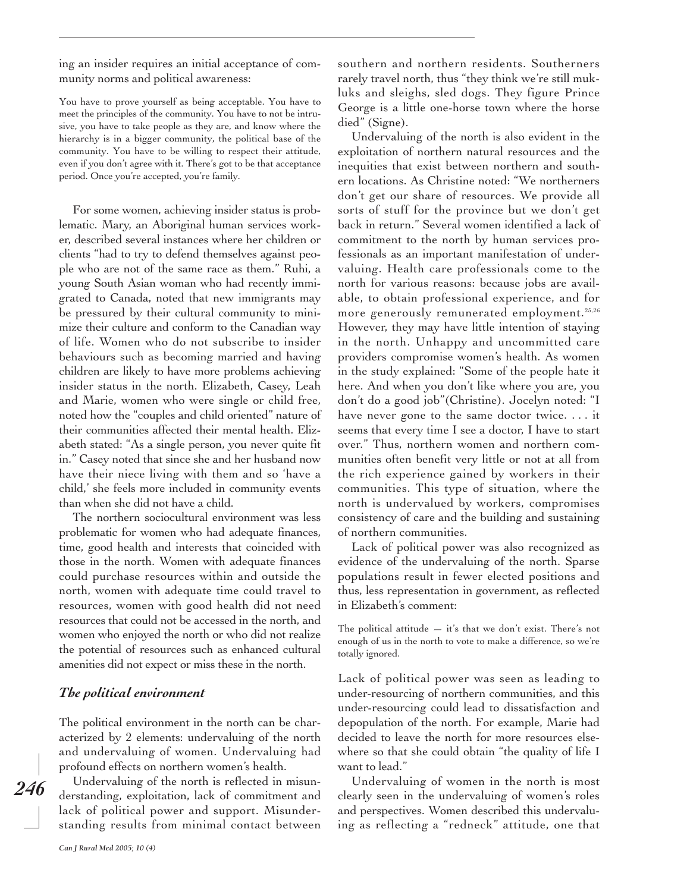ing an insider requires an initial acceptance of community norms and political awareness:

> You have to prove yourself as being acceptable. You have to meet the principles of the community. You have to not be intrusive, you have to take people as they are, and know where the hierarchy is in a bigger community, the political base of the community. You have to be willing to respect their attitude, even if you don't agree with it. There's got to be that acceptance period. Once you're accepted, you're family.

For some women, achieving insider status is problematic. Mary, an Aboriginal human services worker, described several instances where her children or clients "had to try to defend themselves against people who are not of the same race as them." Ruhi, a young South Asian woman who had recently immigrated to Canada, noted that new immigrants may be pressured by their cultural community to minimize their culture and conform to the Canadian way of life. Women who do not subscribe to insider behaviours such as becoming married and having children are likely to have more problems achieving insider status in the north. Elizabeth, Casey, Leah and Marie, women who were single or child free, noted how the "couples and child oriented" nature of their communities affected their mental health. Elizabeth stated: "As a single person, you never quite fit in." Casey noted that since she and her husband now have their niece living with them and so 'have a child,' she feels more included in community events than when she did not have a child.

The northern sociocultural environment was less problematic for women who had adequate finances, time, good health and interests that coincided with those in the north. Women with adequate finances could purchase resources within and outside the north, women with adequate time could travel to resources, women with good health did not need resources that could not be accessed in the north, and women who enjoyed the north or who did not realize the potential of resources such as enhanced cultural amenities did not expect or miss these in the north.

### *The political environment*

The political environment in the north can be characterized by 2 elements: undervaluing of the north and undervaluing of women. Undervaluing had profound effects on northern women's health.

Undervaluing of the north is reflected in misunderstanding, exploitation, lack of commitment and lack of political power and support. Misunderstanding results from minimal contact between southern and northern residents. Southerners rarely travel north, thus "they think we're still mukluks and sleighs, sled dogs. They figure Prince George is a little one-horse town where the horse died" (Signe).

Undervaluing of the north is also evident in the exploitation of northern natural resources and the inequities that exist between northern and southern locations. As Christine noted: "We northerners don't get our share of resources. We provide all sorts of stuff for the province but we don't get back in return." Several women identified a lack of commitment to the north by human services professionals as an important manifestation of undervaluing. Health care professionals come to the north for various reasons: because jobs are available, to obtain professional experience, and for more generously remunerated employment.[25,26] However, they may have little intention of staying in the north. Unhappy and uncommitted care providers compromise women's health. As women in the study explained: "Some of the people hate it here. And when you don't like where you are, you don't do a good job"(Christine). Jocelyn noted: "I have never gone to the same doctor twice. . . . it seems that every time I see a doctor, I have to start over." Thus, northern women and northern communities often benefit very little or not at all from the rich experience gained by workers in their communities. This type of situation, where the north is undervalued by workers, compromises consistency of care and the building and sustaining of northern communities.

Lack of political power was also recognized as evidence of the undervaluing of the north. Sparse populations result in fewer elected positions and thus, less representation in government, as reflected in Elizabeth's comment:

> The political attitude — it's that we don't exist. There's not enough of us in the north to vote to make a difference, so we're totally ignored.

Lack of political power was seen as leading to under-resourcing of northern communities, and this under-resourcing could lead to dissatisfaction and depopulation of the north. For example, Marie had decided to leave the north for more resources elsewhere so that she could obtain "the quality of life I want to lead."

Undervaluing of women in the north is most clearly seen in the undervaluing of women's roles and perspectives. Women described this undervaluing as reflecting a "redneck" attitude, one that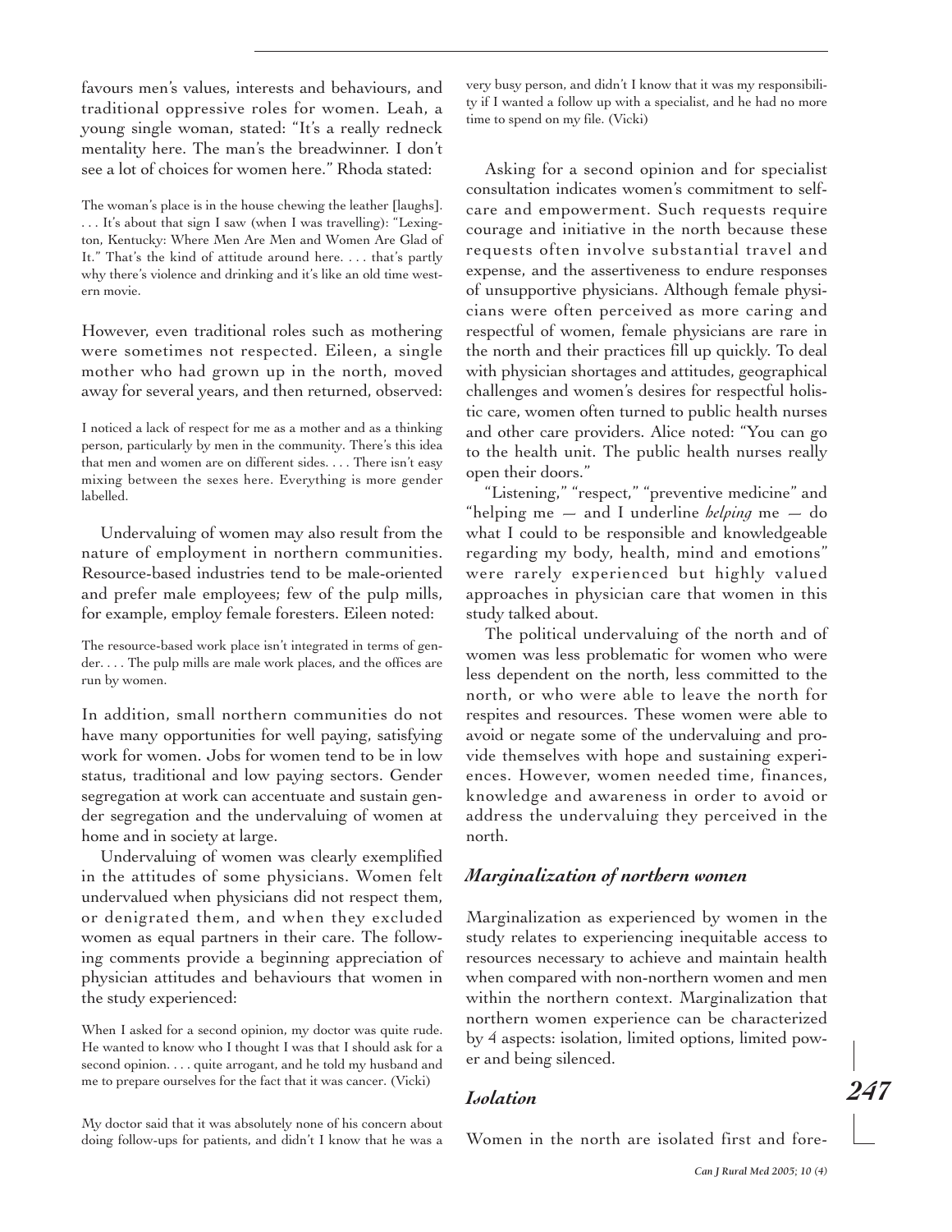favours men's values, interests and behaviours, and traditional oppressive roles for women. Leah, a young single woman, stated: "It's a really redneck mentality here. The man's the breadwinner. I don't see a lot of choices for women here." Rhoda stated:

> The woman's place is in the house chewing the leather [laughs]. . . . It's about that sign I saw (when I was travelling): "Lexington, Kentucky: Where Men Are Men and Women Are Glad of It." That's the kind of attitude around here. . . . that's partly why there's violence and drinking and it's like an old time western movie.

However, even traditional roles such as mothering were sometimes not respected. Eileen, a single mother who had grown up in the north, moved away for several years, and then returned, observed:

> I noticed a lack of respect for me as a mother and as a thinking person, particularly by men in the community. There's this idea that men and women are on different sides. . . . There isn't easy mixing between the sexes here. Everything is more gender labelled.

Undervaluing of women may also result from the nature of employment in northern communities. Resource-based industries tend to be male-oriented and prefer male employees; few of the pulp mills, for example, employ female foresters. Eileen noted:

> The resource-based work place isn't integrated in terms of gender. . . . The pulp mills are male work places, and the offices are run by women.

In addition, small northern communities do not have many opportunities for well paying, satisfying work for women. Jobs for women tend to be in low status, traditional and low paying sectors. Gender segregation at work can accentuate and sustain gender segregation and the undervaluing of women at home and in society at large.

Undervaluing of women was clearly exemplified in the attitudes of some physicians. Women felt undervalued when physicians did not respect them, or denigrated them, and when they excluded women as equal partners in their care. The following comments provide a beginning appreciation of physician attitudes and behaviours that women in the study experienced:

> When I asked for a second opinion, my doctor was quite rude. He wanted to know who I thought I was that I should ask for a second opinion. . . . quite arrogant, and he told my husband and me to prepare ourselves for the fact that it was cancer. (Vicki)

> My doctor said that it was absolutely none of his concern about doing follow-ups for patients, and didn't I know that he was a very busy person, and didn't I know that it was my responsibility if I wanted a follow up with a specialist, and he had no more time to spend on my file. (Vicki)

Asking for a second opinion and for specialist consultation indicates women's commitment to self-care and empowerment. Such requests require courage and initiative in the north because these requests often involve substantial travel and expense, and the assertiveness to endure responses of unsupportive physicians. Although female physicians were often perceived as more caring and respectful of women, female physicians are rare in the north and their practices fill up quickly. To deal with physician shortages and attitudes, geographical challenges and women's desires for respectful holistic care, women often turned to public health nurses and other care providers. Alice noted: "You can go to the health unit. The public health nurses really open their doors."

"Listening," "respect," "preventive medicine" and "helping me — and I underline *helping* me — do what I could to be responsible and knowledgeable regarding my body, health, mind and emotions" were rarely experienced but highly valued approaches in physician care that women in this study talked about.

The political undervaluing of the north and of women was less problematic for women who were less dependent on the north, less committed to the north, or who were able to leave the north for respites and resources. These women were able to avoid or negate some of the undervaluing and provide themselves with hope and sustaining experiences. However, women needed time, finances, knowledge and awareness in order to avoid or address the undervaluing they perceived in the north.

### *Marginalization of northern women*

Marginalization as experienced by women in the study relates to experiencing inequitable access to resources necessary to achieve and maintain health when compared with non-northern women and men within the northern context. Marginalization that northern women experience can be characterized by 4 aspects: isolation, limited options, limited power and being silenced.

### *Isolation*

Women in the north are isolated first and fore-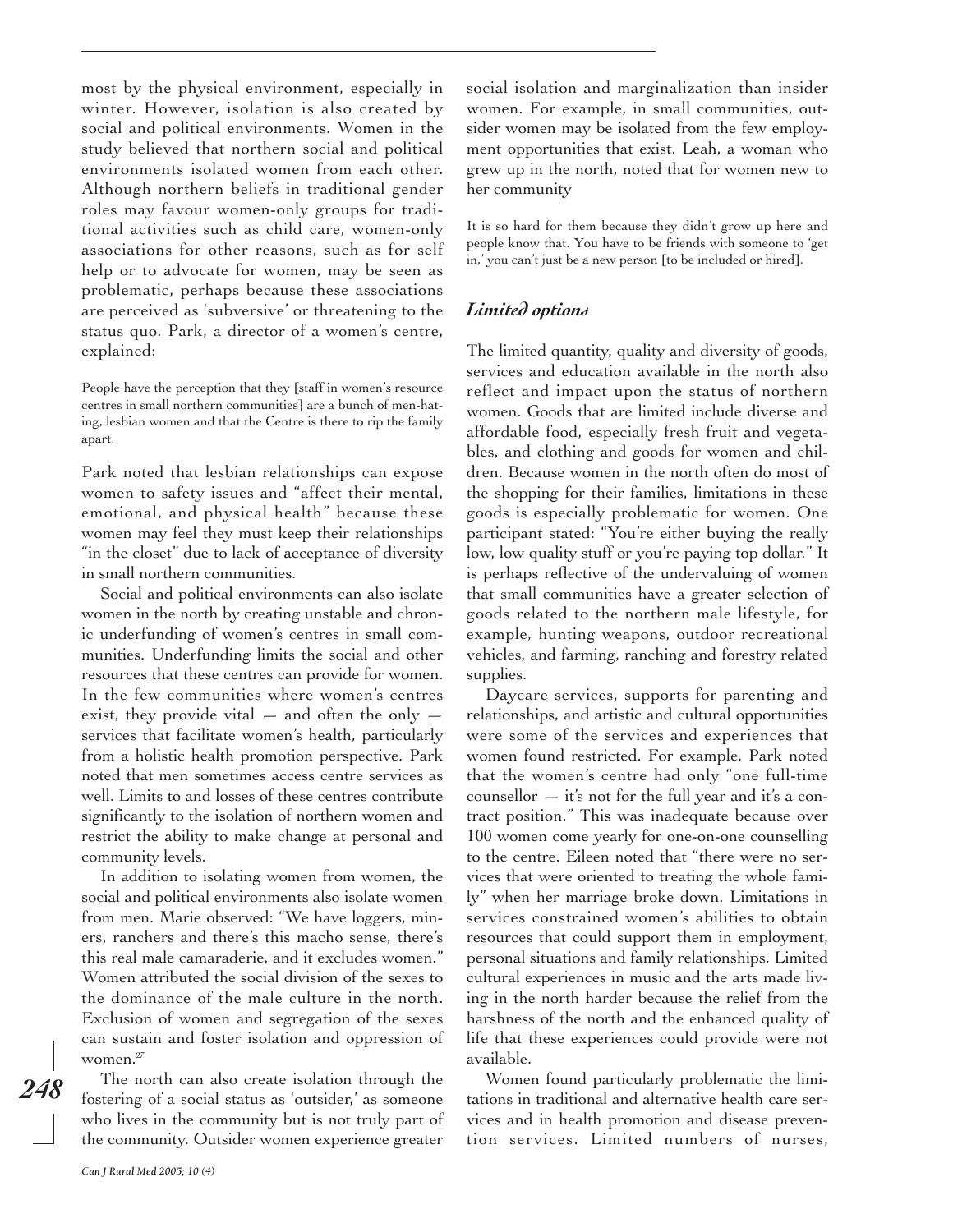most by the physical environment, especially in winter. However, isolation is also created by social and political environments. Women in the study believed that northern social and political environments isolated women from each other. Although northern beliefs in traditional gender roles may favour women-only groups for traditional activities such as child care, women-only associations for other reasons, such as for self help or to advocate for women, may be seen as problematic, perhaps because these associations are perceived as 'subversive' or threatening to the status quo. Park, a director of a women's centre, explained:

> People have the perception that they [staff in women's resource centres in small northern communities] are a bunch of men-hating, lesbian women and that the Centre is there to rip the family apart.

Park noted that lesbian relationships can expose women to safety issues and "affect their mental, emotional, and physical health" because these women may feel they must keep their relationships "in the closet" due to lack of acceptance of diversity in small northern communities.

Social and political environments can also isolate women in the north by creating unstable and chronic underfunding of women's centres in small communities. Underfunding limits the social and other resources that these centres can provide for women. In the few communities where women's centres exist, they provide vital — and often the only — services that facilitate women's health, particularly from a holistic health promotion perspective. Park noted that men sometimes access centre services as well. Limits to and losses of these centres contribute significantly to the isolation of northern women and restrict the ability to make change at personal and community levels.

In addition to isolating women from women, the social and political environments also isolate women from men. Marie observed: "We have loggers, miners, ranchers and there's this macho sense, there's this real male camaraderie, and it excludes women." Women attributed the social division of the sexes to the dominance of the male culture in the north. Exclusion of women and segregation of the sexes can sustain and foster isolation and oppression of women.[27]

The north can also create isolation through the fostering of a social status as 'outsider,' as someone who lives in the community but is not truly part of the community. Outsider women experience greater social isolation and marginalization than insider women. For example, in small communities, outsider women may be isolated from the few employment opportunities that exist. Leah, a woman who grew up in the north, noted that for women new to her community

> It is so hard for them because they didn't grow up here and people know that. You have to be friends with someone to 'get in,' you can't just be a new person [to be included or hired].

### *Limited options*

The limited quantity, quality and diversity of goods, services and education available in the north also reflect and impact upon the status of northern women. Goods that are limited include diverse and affordable food, especially fresh fruit and vegetables, and clothing and goods for women and children. Because women in the north often do most of the shopping for their families, limitations in these goods is especially problematic for women. One participant stated: "You're either buying the really low, low quality stuff or you're paying top dollar." It is perhaps reflective of the undervaluing of women that small communities have a greater selection of goods related to the northern male lifestyle, for example, hunting weapons, outdoor recreational vehicles, and farming, ranching and forestry related supplies.

Daycare services, supports for parenting and relationships, and artistic and cultural opportunities were some of the services and experiences that women found restricted. For example, Park noted that the women's centre had only "one full-time counsellor — it's not for the full year and it's a contract position." This was inadequate because over 100 women come yearly for one-on-one counselling to the centre. Eileen noted that "there were no services that were oriented to treating the whole family" when her marriage broke down. Limitations in services constrained women's abilities to obtain resources that could support them in employment, personal situations and family relationships. Limited cultural experiences in music and the arts made living in the north harder because the relief from the harshness of the north and the enhanced quality of life that these experiences could provide were not available.

Women found particularly problematic the limitations in traditional and alternative health care services and in health promotion and disease prevention services. Limited numbers of nurses,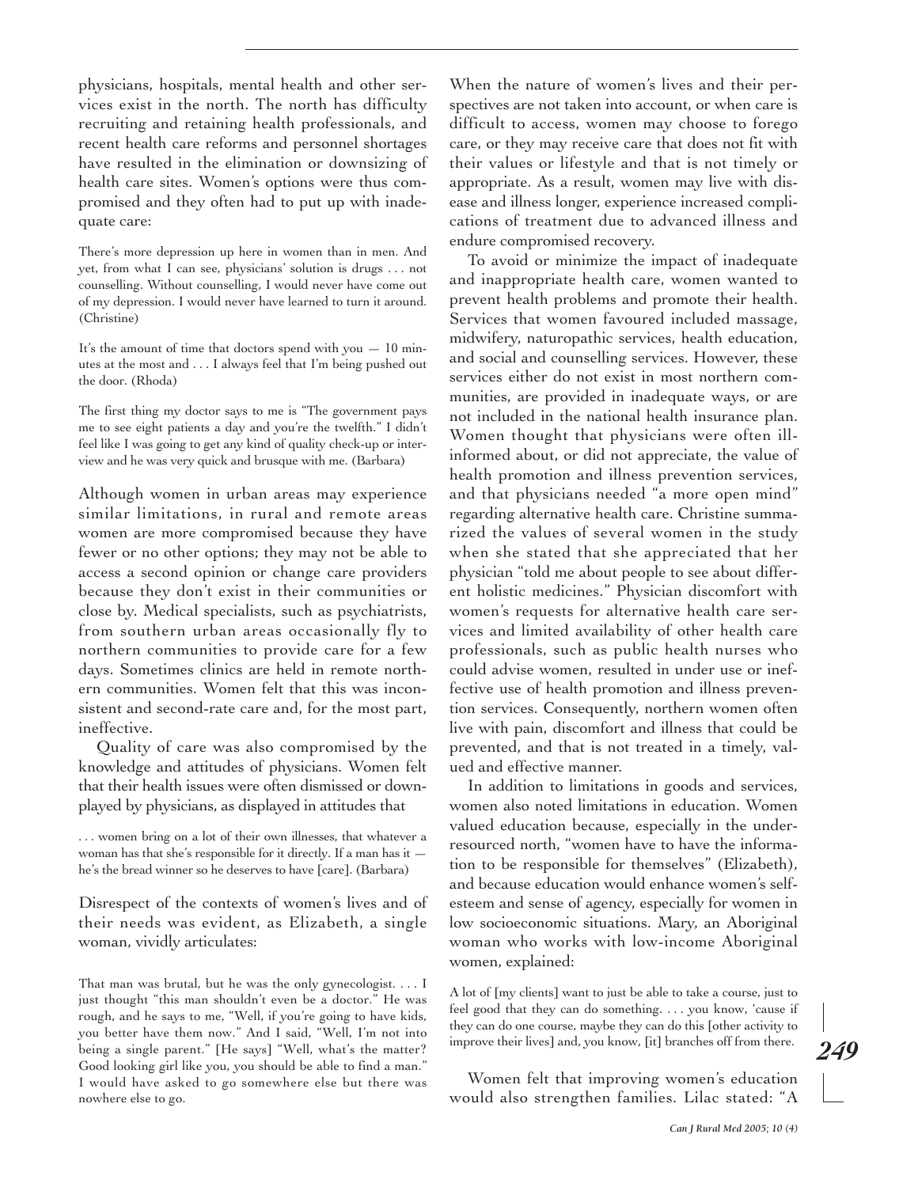physicians, hospitals, mental health and other services exist in the north. The north has difficulty recruiting and retaining health professionals, and recent health care reforms and personnel shortages have resulted in the elimination or downsizing of health care sites. Women's options were thus compromised and they often had to put up with inadequate care:

> There's more depression up here in women than in men. And yet, from what I can see, physicians' solution is drugs . . . not counselling. Without counselling, I would never have come out of my depression. I would never have learned to turn it around. (Christine)

> It's the amount of time that doctors spend with you — 10 minutes at the most and . . . I always feel that I'm being pushed out the door. (Rhoda)

> The first thing my doctor says to me is "The government pays me to see eight patients a day and you're the twelfth." I didn't feel like I was going to get any kind of quality check-up or interview and he was very quick and brusque with me. (Barbara)

Although women in urban areas may experience similar limitations, in rural and remote areas women are more compromised because they have fewer or no other options; they may not be able to access a second opinion or change care providers because they don't exist in their communities or close by. Medical specialists, such as psychiatrists, from southern urban areas occasionally fly to northern communities to provide care for a few days. Sometimes clinics are held in remote northern communities. Women felt that this was inconsistent and second-rate care and, for the most part, ineffective.

Quality of care was also compromised by the knowledge and attitudes of physicians. Women felt that their health issues were often dismissed or downplayed by physicians, as displayed in attitudes that

> . . . women bring on a lot of their own illnesses, that whatever a woman has that she's responsible for it directly. If a man has it — he's the bread winner so he deserves to have [care]. (Barbara)

Disrespect of the contexts of women's lives and of their needs was evident, as Elizabeth, a single woman, vividly articulates:

> That man was brutal, but he was the only gynecologist. . . . I just thought "this man shouldn't even be a doctor." He was rough, and he says to me, "Well, if you're going to have kids, you better have them now." And I said, "Well, I'm not into being a single parent." [He says] "Well, what's the matter? Good looking girl like you, you should be able to find a man." I would have asked to go somewhere else but there was nowhere else to go.

When the nature of women's lives and their perspectives are not taken into account, or when care is difficult to access, women may choose to forego care, or they may receive care that does not fit with their values or lifestyle and that is not timely or appropriate. As a result, women may live with disease and illness longer, experience increased complications of treatment due to advanced illness and endure compromised recovery.

To avoid or minimize the impact of inadequate and inappropriate health care, women wanted to prevent health problems and promote their health. Services that women favoured included massage, midwifery, naturopathic services, health education, and social and counselling services. However, these services either do not exist in most northern communities, are provided in inadequate ways, or are not included in the national health insurance plan. Women thought that physicians were often ill-informed about, or did not appreciate, the value of health promotion and illness prevention services, and that physicians needed "a more open mind" regarding alternative health care. Christine summarized the values of several women in the study when she stated that she appreciated that her physician "told me about people to see about different holistic medicines." Physician discomfort with women's requests for alternative health care services and limited availability of other health care professionals, such as public health nurses who could advise women, resulted in under use or ineffective use of health promotion and illness prevention services. Consequently, northern women often live with pain, discomfort and illness that could be prevented, and that is not treated in a timely, valued and effective manner.

In addition to limitations in goods and services, women also noted limitations in education. Women valued education because, especially in the under-resourced north, "women have to have the information to be responsible for themselves" (Elizabeth), and because education would enhance women's self-esteem and sense of agency, especially for women in low socioeconomic situations. Mary, an Aboriginal woman who works with low-income Aboriginal women, explained:

> A lot of [my clients] want to just be able to take a course, just to feel good that they can do something. . . . you know, 'cause if they can do one course, maybe they can do this [other activity to improve their lives] and, you know, [it] branches off from there.

Women felt that improving women's education would also strengthen families. Lilac stated: "A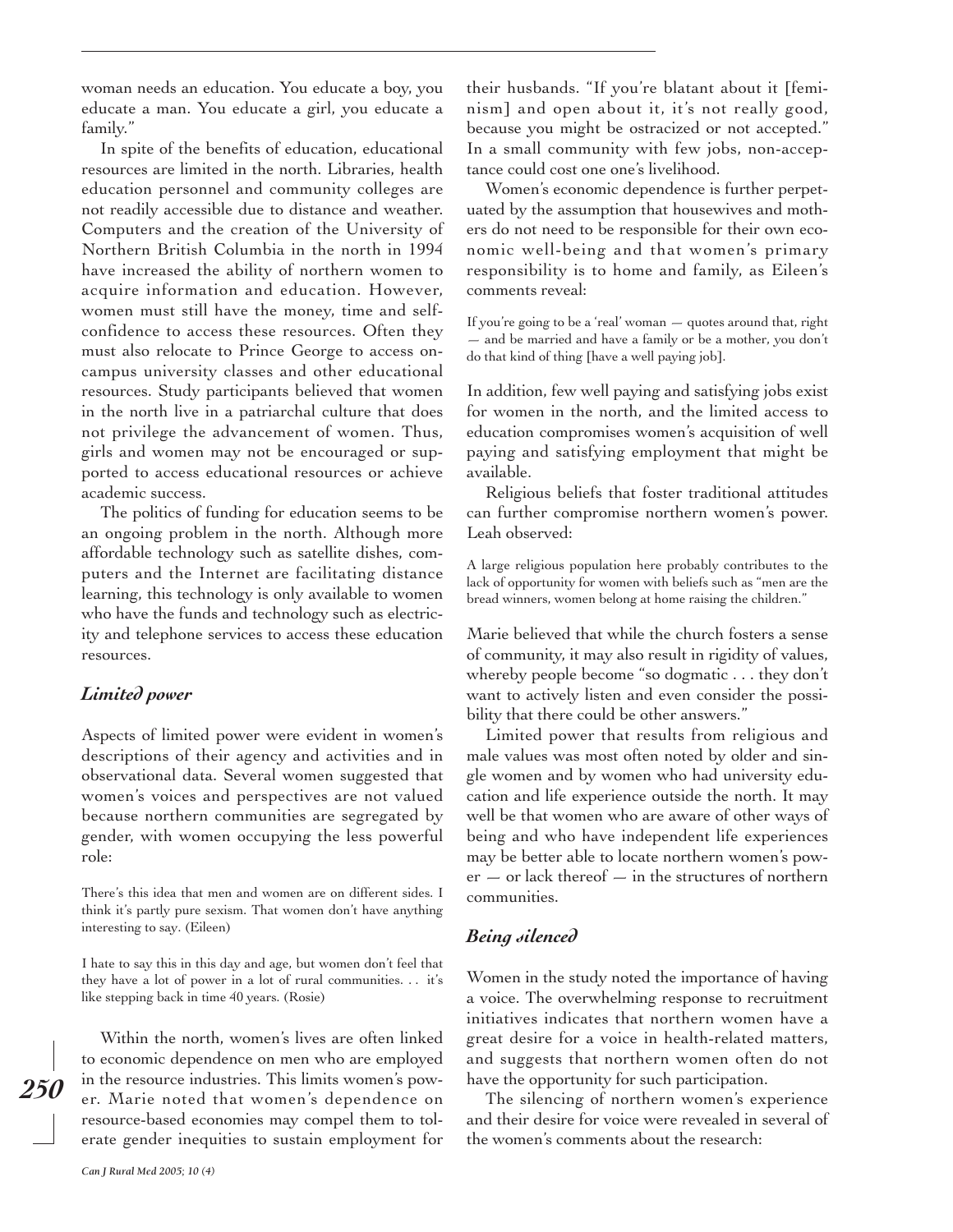woman needs an education. You educate a boy, you educate a man. You educate a girl, you educate a family."

In spite of the benefits of education, educational resources are limited in the north. Libraries, health education personnel and community colleges are not readily accessible due to distance and weather. Computers and the creation of the University of Northern British Columbia in the north in 1994 have increased the ability of northern women to acquire information and education. However, women must still have the money, time and self-confidence to access these resources. Often they must also relocate to Prince George to access on-campus university classes and other educational resources. Study participants believed that women in the north live in a patriarchal culture that does not privilege the advancement of women. Thus, girls and women may not be encouraged or supported to access educational resources or achieve academic success.

The politics of funding for education seems to be an ongoing problem in the north. Although more affordable technology such as satellite dishes, computers and the Internet are facilitating distance learning, this technology is only available to women who have the funds and technology such as electricity and telephone services to access these education resources.

### *Limited power*

Aspects of limited power were evident in women's descriptions of their agency and activities and in observational data. Several women suggested that women's voices and perspectives are not valued because northern communities are segregated by gender, with women occupying the less powerful role:

> There's this idea that men and women are on different sides. I think it's partly pure sexism. That women don't have anything interesting to say. (Eileen)

> I hate to say this in this day and age, but women don't feel that they have a lot of power in a lot of rural communities. . . it's like stepping back in time 40 years. (Rosie)

Within the north, women's lives are often linked to economic dependence on men who are employed in the resource industries. This limits women's power. Marie noted that women's dependence on resource-based economies may compel them to tolerate gender inequities to sustain employment for their husbands. "If you're blatant about it [feminism] and open about it, it's not really good, because you might be ostracized or not accepted." In a small community with few jobs, non-acceptance could cost one one's livelihood.

Women's economic dependence is further perpetuated by the assumption that housewives and mothers do not need to be responsible for their own economic well-being and that women's primary responsibility is to home and family, as Eileen's comments reveal:

> If you're going to be a 'real' woman — quotes around that, right — and be married and have a family or be a mother, you don't do that kind of thing [have a well paying job].

In addition, few well paying and satisfying jobs exist for women in the north, and the limited access to education compromises women's acquisition of well paying and satisfying employment that might be available.

Religious beliefs that foster traditional attitudes can further compromise northern women's power. Leah observed:

> A large religious population here probably contributes to the lack of opportunity for women with beliefs such as "men are the bread winners, women belong at home raising the children."

Marie believed that while the church fosters a sense of community, it may also result in rigidity of values, whereby people become "so dogmatic . . . they don't want to actively listen and even consider the possibility that there could be other answers."

Limited power that results from religious and male values was most often noted by older and single women and by women who had university education and life experience outside the north. It may well be that women who are aware of other ways of being and who have independent life experiences may be better able to locate northern women's power — or lack thereof — in the structures of northern communities.

### *Being silenced*

Women in the study noted the importance of having a voice. The overwhelming response to recruitment initiatives indicates that northern women have a great desire for a voice in health-related matters, and suggests that northern women often do not have the opportunity for such participation.

The silencing of northern women's experience and their desire for voice were revealed in several of the women's comments about the research: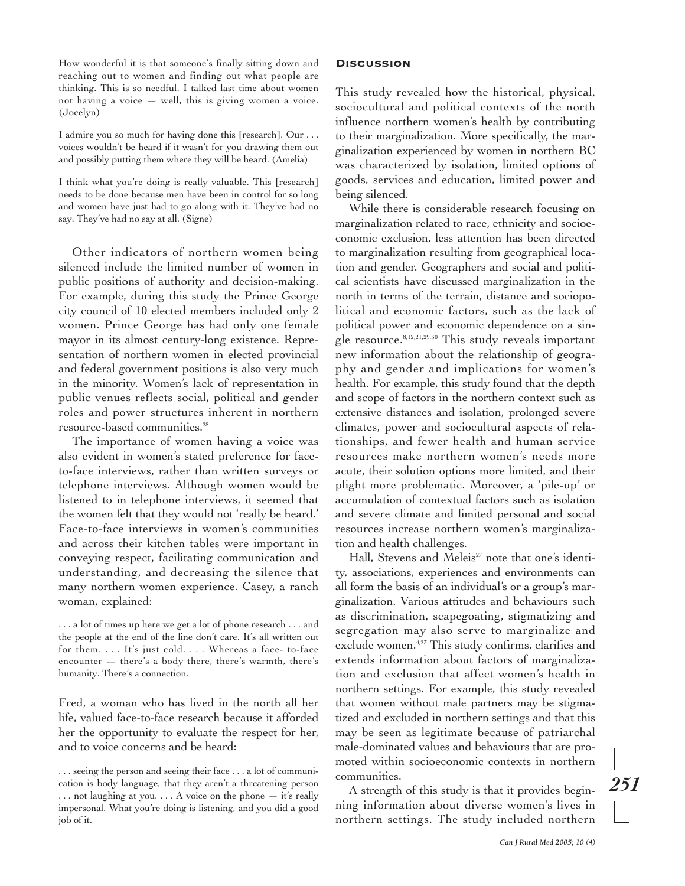> How wonderful it is that someone's finally sitting down and reaching out to women and finding out what people are thinking. This is so needful. I talked last time about women not having a voice — well, this is giving women a voice. (Jocelyn)

> I admire you so much for having done this [research]. Our . . . voices wouldn't be heard if it wasn't for you drawing them out and possibly putting them where they will be heard. (Amelia)

> I think what you're doing is really valuable. This [research] needs to be done because men have been in control for so long and women have just had to go along with it. They've had no say. They've had no say at all. (Signe)

Other indicators of northern women being silenced include the limited number of women in public positions of authority and decision-making. For example, during this study the Prince George city council of 10 elected members included only 2 women. Prince George has had only one female mayor in its almost century-long existence. Representation of northern women in elected provincial and federal government positions is also very much in the minority. Women's lack of representation in public venues reflects social, political and gender roles and power structures inherent in northern resource-based communities.[28]

The importance of women having a voice was also evident in women's stated preference for face-to-face interviews, rather than written surveys or telephone interviews. Although women would be listened to in telephone interviews, it seemed that the women felt that they would not 'really be heard.' Face-to-face interviews in women's communities and across their kitchen tables were important in conveying respect, facilitating communication and understanding, and decreasing the silence that many northern women experience. Casey, a ranch woman, explained:

> . . . a lot of times up here we get a lot of phone research . . . and the people at the end of the line don't care. It's all written out for them. . . . It's just cold. . . . Whereas a face- to-face encounter — there's a body there, there's warmth, there's humanity. There's a connection.

Fred, a woman who has lived in the north all her life, valued face-to-face research because it afforded her the opportunity to evaluate the respect for her, and to voice concerns and be heard:

> . . . seeing the person and seeing their face . . . a lot of communication is body language, that they aren't a threatening person . . . not laughing at you. . . . A voice on the phone — it's really impersonal. What you're doing is listening, and you did a good job of it.

## Discussion

This study revealed how the historical, physical, sociocultural and political contexts of the north influence northern women's health by contributing to their marginalization. More specifically, the marginalization experienced by women in northern BC was characterized by isolation, limited options of goods, services and education, limited power and being silenced.

While there is considerable research focusing on marginalization related to race, ethnicity and socioeconomic exclusion, less attention has been directed to marginalization resulting from geographical location and gender. Geographers and social and political scientists have discussed marginalization in the north in terms of the terrain, distance and sociopolitical and economic factors, such as the lack of political power and economic dependence on a single resource.[8,12,21,29,30] This study reveals important new information about the relationship of geography and gender and implications for women's health. For example, this study found that the depth and scope of factors in the northern context such as extensive distances and isolation, prolonged severe climates, power and sociocultural aspects of relationships, and fewer health and human service resources make northern women's needs more acute, their solution options more limited, and their plight more problematic. Moreover, a 'pile-up' or accumulation of contextual factors such as isolation and severe climate and limited personal and social resources increase northern women's marginalization and health challenges.

Hall, Stevens and Meleis[27] note that one's identity, associations, experiences and environments can all form the basis of an individual's or a group's marginalization. Various attitudes and behaviours such as discrimination, scapegoating, stigmatizing and segregation may also serve to marginalize and exclude women.[4,27] This study confirms, clarifies and extends information about factors of marginalization and exclusion that affect women's health in northern settings. For example, this study revealed that women without male partners may be stigmatized and excluded in northern settings and that this may be seen as legitimate because of patriarchal male-dominated values and behaviours that are promoted within socioeconomic contexts in northern communities.

A strength of this study is that it provides beginning information about diverse women's lives in northern settings. The study included northern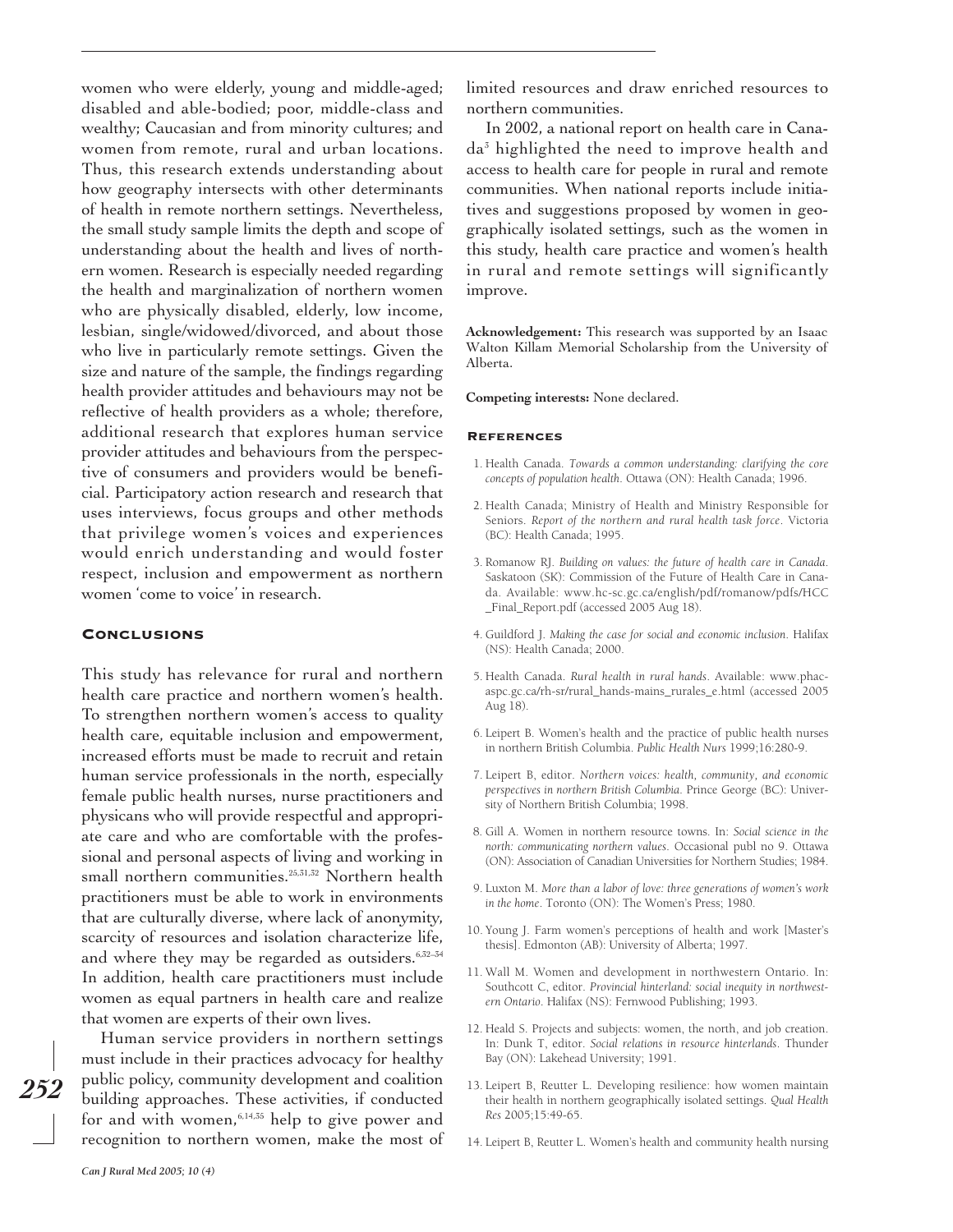women who were elderly, young and middle-aged; disabled and able-bodied; poor, middle-class and wealthy; Caucasian and from minority cultures; and women from remote, rural and urban locations. Thus, this research extends understanding about how geography intersects with other determinants of health in remote northern settings. Nevertheless, the small study sample limits the depth and scope of understanding about the health and lives of northern women. Research is especially needed regarding the health and marginalization of northern women who are physically disabled, elderly, low income, lesbian, single/widowed/divorced, and about those who live in particularly remote settings. Given the size and nature of the sample, the findings regarding health provider attitudes and behaviours may not be reflective of health providers as a whole; therefore, additional research that explores human service provider attitudes and behaviours from the perspective of consumers and providers would be beneficial. Participatory action research and research that uses interviews, focus groups and other methods that privilege women's voices and experiences would enrich understanding and would foster respect, inclusion and empowerment as northern women 'come to voice' in research.

## Conclusions

This study has relevance for rural and northern health care practice and northern women's health. To strengthen northern women's access to quality health care, equitable inclusion and empowerment, increased efforts must be made to recruit and retain human service professionals in the north, especially female public health nurses, nurse practitioners and physicans who will provide respectful and appropriate care and who are comfortable with the professional and personal aspects of living and working in small northern communities.[25,31,32] Northern health practitioners must be able to work in environments that are culturally diverse, where lack of anonymity, scarcity of resources and isolation characterize life, and where they may be regarded as outsiders.[6,32–34] In addition, health care practitioners must include women as equal partners in health care and realize that women are experts of their own lives.

Human service providers in northern settings must include in their practices advocacy for healthy public policy, community development and coalition building approaches. These activities, if conducted for and with women,[6,14,35] help to give power and recognition to northern women, make the most of limited resources and draw enriched resources to northern communities.

In 2002, a national report on health care in Canada[3] highlighted the need to improve health and access to health care for people in rural and remote communities. When national reports include initiatives and suggestions proposed by women in geographically isolated settings, such as the women in this study, health care practice and women's health in rural and remote settings will significantly improve.

**Acknowledgement:** This research was supported by an Isaac Walton Killam Memorial Scholarship from the University of Alberta.

**Competing interests:** None declared.

## References

1. Health Canada. *Towards a common understanding: clarifying the core concepts of population health*. Ottawa (ON): Health Canada; 1996.
2. Health Canada; Ministry of Health and Ministry Responsible for Seniors. *Report of the northern and rural health task force*. Victoria (BC): Health Canada; 1995.
3. Romanow RJ. *Building on values: the future of health care in Canada*. Saskatoon (SK): Commission of the Future of Health Care in Canada. Available: www.hc-sc.gc.ca/english/pdf/romanow/pdfs/HCC_Final_Report.pdf (accessed 2005 Aug 18).
4. Guildford J. *Making the case for social and economic inclusion*. Halifax (NS): Health Canada; 2000.
5. Health Canada. *Rural health in rural hands*. Available: www.phac-aspc.gc.ca/rh-sr/rural_hands-mains_rurales_e.html (accessed 2005 Aug 18).
6. Leipert B. Women's health and the practice of public health nurses in northern British Columbia. *Public Health Nurs* 1999;16:280-9.
7. Leipert B, editor. *Northern voices: health, community, and economic perspectives in northern British Columbia*. Prince George (BC): University of Northern British Columbia; 1998.
8. Gill A. Women in northern resource towns. In: *Social science in the north: communicating northern values*. Occasional publ no 9. Ottawa (ON): Association of Canadian Universities for Northern Studies; 1984.
9. Luxton M. *More than a labor of love: three generations of women's work in the home*. Toronto (ON): The Women's Press; 1980.
10. Young J. Farm women's perceptions of health and work [Master's thesis]. Edmonton (AB): University of Alberta; 1997.
11. Wall M. Women and development in northwestern Ontario. In: Southcott C, editor. *Provincial hinterland: social inequity in northwestern Ontario*. Halifax (NS): Fernwood Publishing; 1993.
12. Heald S. Projects and subjects: women, the north, and job creation. In: Dunk T, editor. *Social relations in resource hinterlands*. Thunder Bay (ON): Lakehead University; 1991.
13. Leipert B, Reutter L. Developing resilience: how women maintain their health in northern geographically isolated settings. *Qual Health Res* 2005;15:49-65.
14. Leipert B, Reutter L. Women's health and community health nursing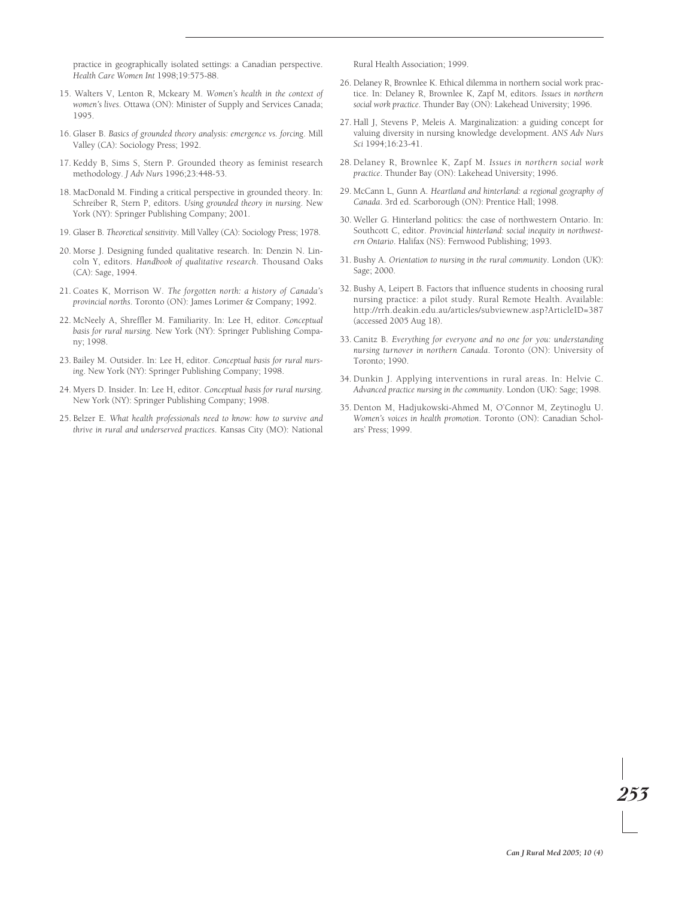practice in geographically isolated settings: a Canadian perspective. *Health Care Women Int* 1998;19:575-88.

15. Walters V, Lenton R, Mckeary M. *Women's health in the context of women's lives*. Ottawa (ON): Minister of Supply and Services Canada; 1995.

16. Glaser B. *Basics of grounded theory analysis: emergence vs. forcing*. Mill Valley (CA): Sociology Press; 1992.

17. Keddy B, Sims S, Stern P. Grounded theory as feminist research methodology. *J Adv Nurs* 1996;23:448-53.

18. MacDonald M. Finding a critical perspective in grounded theory. In: Schreiber R, Stern P, editors. *Using grounded theory in nursing*. New York (NY): Springer Publishing Company; 2001.

19. Glaser B. *Theoretical sensitivity*. Mill Valley (CA): Sociology Press; 1978.

20. Morse J. Designing funded qualitative research. In: Denzin N. Lincoln Y, editors. *Handbook of qualitative research*. Thousand Oaks (CA): Sage, 1994.

21. Coates K, Morrison W. *The forgotten north: a history of Canada's provincial norths*. Toronto (ON): James Lorimer & Company; 1992.

22. McNeely A, Shreffler M. Familiarity. In: Lee H, editor. *Conceptual basis for rural nursing*. New York (NY): Springer Publishing Company; 1998.

23. Bailey M. Outsider. In: Lee H, editor. *Conceptual basis for rural nursing*. New York (NY): Springer Publishing Company; 1998.

24. Myers D. Insider. In: Lee H, editor. *Conceptual basis for rural nursing*. New York (NY): Springer Publishing Company; 1998.

25. Belzer E. *What health professionals need to know: how to survive and thrive in rural and underserved practices*. Kansas City (MO): National Rural Health Association; 1999.

26. Delaney R, Brownlee K. Ethical dilemma in northern social work practice. In: Delaney R, Brownlee K, Zapf M, editors. *Issues in northern social work practice*. Thunder Bay (ON): Lakehead University; 1996.

27. Hall J, Stevens P, Meleis A. Marginalization: a guiding concept for valuing diversity in nursing knowledge development. *ANS Adv Nurs Sci* 1994;16:23-41.

28. Delaney R, Brownlee K, Zapf M. *Issues in northern social work practice*. Thunder Bay (ON): Lakehead University; 1996.

29. McCann L, Gunn A. *Heartland and hinterland: a regional geography of Canada*. 3rd ed. Scarborough (ON): Prentice Hall; 1998.

30. Weller G. Hinterland politics: the case of northwestern Ontario. In: Southcott C, editor. *Provincial hinterland: social inequity in northwestern Ontario*. Halifax (NS): Fernwood Publishing; 1993.

31. Bushy A. *Orientation to nursing in the rural community*. London (UK): Sage; 2000.

32. Bushy A, Leipert B. Factors that influence students in choosing rural nursing practice: a pilot study. Rural Remote Health. Available: http://rrh.deakin.edu.au/articles/subviewnew.asp?ArticleID=387 (accessed 2005 Aug 18).

33. Canitz B. *Everything for everyone and no one for you: understanding nursing turnover in northern Canada*. Toronto (ON): University of Toronto; 1990.

34. Dunkin J. Applying interventions in rural areas. In: Helvie C. *Advanced practice nursing in the community*. London (UK): Sage; 1998.

35. Denton M, Hadjukowski-Ahmed M, O'Connor M, Zeytinoglu U. *Women's voices in health promotion*. Toronto (ON): Canadian Scholars' Press; 1999.